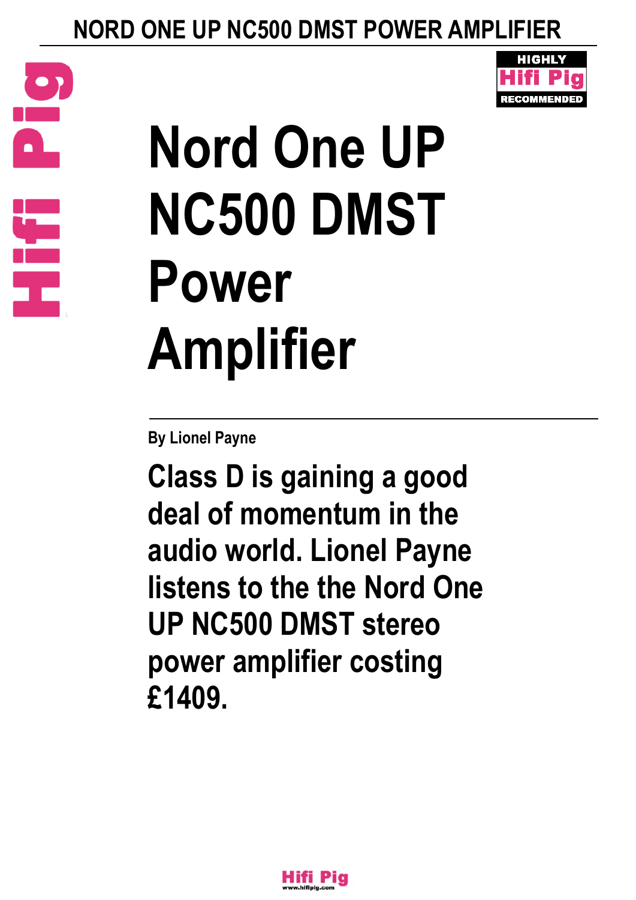# Nord One UP NC500 DMST Power Amplifier

**By Lionel Payne**

**Class D is gaining a good deal of momentum in the audio world. Lionel Payne listens to the the Nord One UP NC500 DMST stereo power amplifier costing £1409.**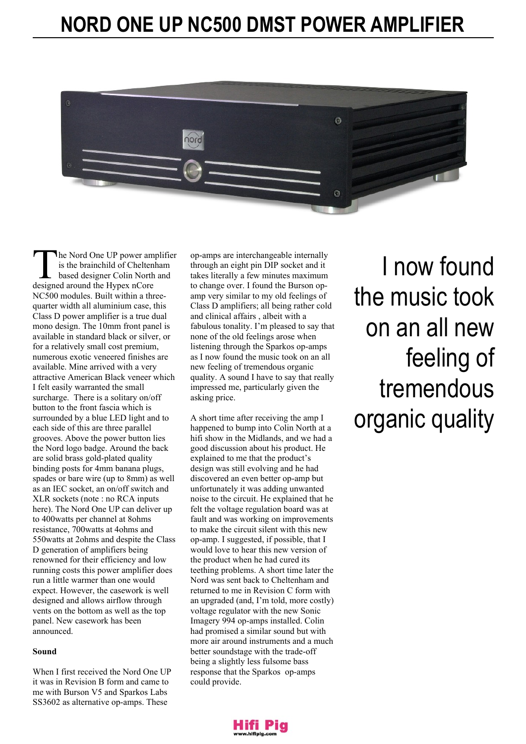# NORD ONE UP NC500 DMST POWER AMPLIFIER

The Nord One UP power amplifier is the brainchild of Cheltenham based designer Colin North and designed around the Hypex nCore NC500 modules. Built within a three-quarter width all aluminium case, this Class D power amplifier is a true dual mono design. The 10mm front panel is available in standard black or silver, or for a relatively small cost premium, numerous exotic veneered finishes are available. Mine arrived with a very attractive American Black veneer which I felt easily warranted the small surcharge. There is a solitary on/off button to the front fascia which is surrounded by a blue LED light and to each side of this are three parallel grooves. Above the power button lies the Nord logo badge. Around the back are solid brass gold-plated quality binding posts for 4mm banana plugs, spades or bare wire (up to 8mm) as well as an IEC socket, an on/off switch and XLR sockets (note : no RCA inputs here). The Nord One UP can deliver up to 400watts per channel at 8ohms resistance, 700watts at 4ohms and 550watts at 2ohms and despite the Class D generation of amplifiers being renowned for their efficiency and low running costs this power amplifier does run a little warmer than one would expect. However, the casework is well designed and allows airflow through vents on the bottom as well as the top panel. New casework has been announced.

**Sound**

When I first received the Nord One UP it was in Revision B form and came to me with Burson V5 and Sparkos Labs SS3602 as alternative op-amps. These op-amps are interchangeable internally through an eight pin DIP socket and it takes literally a few minutes maximum to change over. I found the Burson op-amp very similar to my old feelings of Class D amplifiers; all being rather cold and clinical affairs , albeit with a fabulous tonality. I'm pleased to say that none of the old feelings arose when listening through the Sparkos op-amps as I now found the music took on an all new feeling of tremendous organic quality. A sound I have to say that really impressed me, particularly given the asking price.

A short time after receiving the amp I happened to bump into Colin North at a hifi show in the Midlands, and we had a good discussion about his product. He explained to me that the product's design was still evolving and he had discovered an even better op-amp but unfortunately it was adding unwanted noise to the circuit. He explained that he felt the voltage regulation board was at fault and was working on improvements to make the circuit silent with this new op-amp. I suggested, if possible, that I would love to hear this new version of the product when he had cured its teething problems. A short time later the Nord was sent back to Cheltenham and returned to me in Revision C form with an upgraded (and, I'm told, more costly) voltage regulator with the new Sonic Imagery 994 op-amps installed. Colin had promised a similar sound but with more air around instruments and a much better soundstage with the trade-off being a slightly less fulsome bass response that the Sparkos op-amps could provide.

I now found the music took on an all new feeling of tremendous organic quality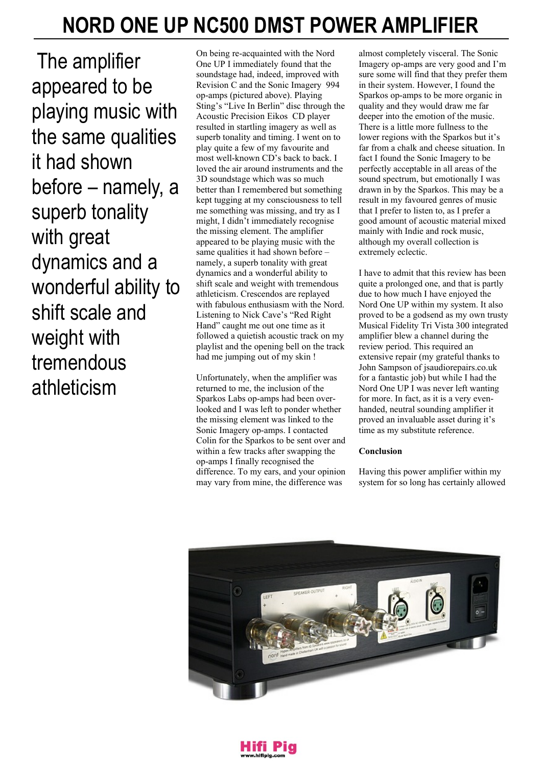# NORD ONE UP NC500 DMST POWER AMPLIFIER

The amplifier appeared to be playing music with the same qualities it had shown before – namely, a superb tonality with great dynamics and a wonderful ability to shift scale and weight with tremendous athleticism

On being re-acquainted with the Nord One UP I immediately found that the soundstage had, indeed, improved with Revision C and the Sonic Imagery 994 op-amps (pictured above). Playing Sting's "Live In Berlin" disc through the Acoustic Precision Eikos CD player resulted in startling imagery as well as superb tonality and timing. I went on to play quite a few of my favourite and most well-known CD's back to back. I loved the air around instruments and the 3D soundstage which was so much better than I remembered but something kept tugging at my consciousness to tell me something was missing, and try as I might, I didn't immediately recognise the missing element. The amplifier appeared to be playing music with the same qualities it had shown before – namely, a superb tonality with great dynamics and a wonderful ability to shift scale and weight with tremendous athleticism. Crescendos are replayed with fabulous enthusiasm with the Nord. Listening to Nick Cave's "Red Right Hand" caught me out one time as it followed a quietish acoustic track on my playlist and the opening bell on the track had me jumping out of my skin !

Unfortunately, when the amplifier was returned to me, the inclusion of the Sparkos Labs op-amps had been over-looked and I was left to ponder whether the missing element was linked to the Sonic Imagery op-amps. I contacted Colin for the Sparkos to be sent over and within a few tracks after swapping the op-amps I finally recognised the difference. To my ears, and your opinion may vary from mine, the difference was almost completely visceral. The Sonic Imagery op-amps are very good and I'm sure some will find that they prefer them in their system. However, I found the Sparkos op-amps to be more organic in quality and they would draw me far deeper into the emotion of the music. There is a little more fullness to the lower regions with the Sparkos but it's far from a chalk and cheese situation. In fact I found the Sonic Imagery to be perfectly acceptable in all areas of the sound spectrum, but emotionally I was drawn in by the Sparkos. This may be a result in my favoured genres of music that I prefer to listen to, as I prefer a good amount of acoustic material mixed mainly with Indie and rock music, although my overall collection is extremely eclectic.

I have to admit that this review has been quite a prolonged one, and that is partly due to how much I have enjoyed the Nord One UP within my system. It also proved to be a godsend as my own trusty Musical Fidelity Tri Vista 300 integrated amplifier blew a channel during the review period. This required an extensive repair (my grateful thanks to John Sampson of jsaudiorepairs.co.uk for a fantastic job) but while I had the Nord One UP I was never left wanting for more. In fact, as it is a very even-handed, neutral sounding amplifier it proved an invaluable asset during it's time as my substitute reference.

**Conclusion**

Having this power amplifier within my system for so long has certainly allowed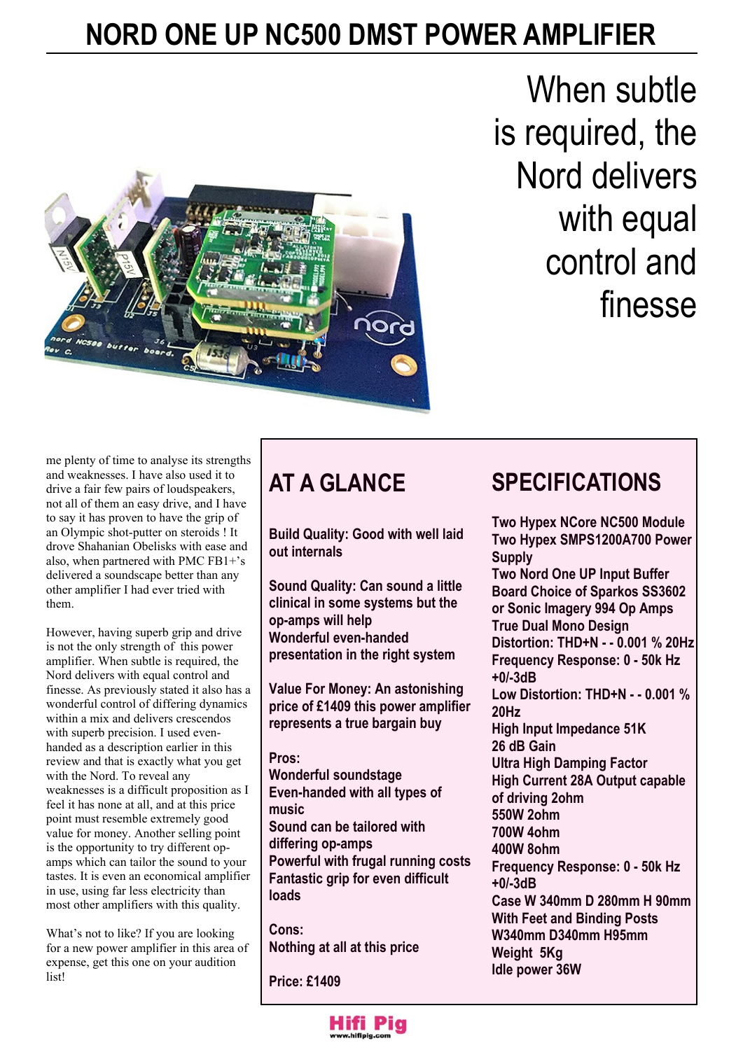# NORD ONE UP NC500 DMST POWER AMPLIFIER

When subtle is required, the Nord delivers with equal control and finesse

me plenty of time to analyse its strengths and weaknesses. I have also used it to drive a fair few pairs of loudspeakers, not all of them an easy drive, and I have to say it has proven to have the grip of an Olympic shot-putter on steroids ! It drove Shahanian Obelisks with ease and also, when partnered with PMC FB1+'s delivered a soundscape better than any other amplifier I had ever tried with them.

However, having superb grip and drive is not the only strength of this power amplifier. When subtle is required, the Nord delivers with equal control and finesse. As previously stated it also has a wonderful control of differing dynamics within a mix and delivers crescendos with superb precision. I used even-handed as a description earlier in this review and that is exactly what you get with the Nord. To reveal any weaknesses is a difficult proposition as I feel it has none at all, and at this price point must resemble extremely good value for money. Another selling point is the opportunity to try different op-amps which can tailor the sound to your tastes. It is even an economical amplifier in use, using far less electricity than most other amplifiers with this quality.

What's not to like? If you are looking for a new power amplifier in this area of expense, get this one on your audition list!

## AT A GLANCE

**Build Quality: Good with well laid out internals**

**Sound Quality: Can sound a little clinical in some systems but the op-amps will help**
**Wonderful even-handed presentation in the right system**

**Value For Money: An astonishing price of £1409 this power amplifier represents a true bargain buy**

**Pros:**
**Wonderful soundstage**
**Even-handed with all types of music**
**Sound can be tailored with differing op-amps**
**Powerful with frugal running costs**
**Fantastic grip for even difficult loads**

**Cons:**
**Nothing at all at this price**

**Price: £1409**

## SPECIFICATIONS

**Two Hypex NCore NC500 Module**
**Two Hypex SMPS1200A700 Power Supply**
**Two Nord One UP Input Buffer Board Choice of Sparkos SS3602 or Sonic Imagery 994 Op Amps**
**True Dual Mono Design**
**Distortion: THD+N - - 0.001 % 20Hz**
**Frequency Response: 0 - 50k Hz +0/-3dB**
**Low Distortion: THD+N - - 0.001 % 20Hz**
**High Input Impedance 51K**
**26 dB Gain**
**Ultra High Damping Factor**
**High Current 28A Output capable of driving 2ohm**
**550W 2ohm**
**700W 4ohm**
**400W 8ohm**
**Frequency Response: 0 - 50k Hz +0/-3dB**
**Case W 340mm D 280mm H 90mm**
**With Feet and Binding Posts W340mm D340mm H95mm**
**Weight 5Kg**
**Idle power 36W**